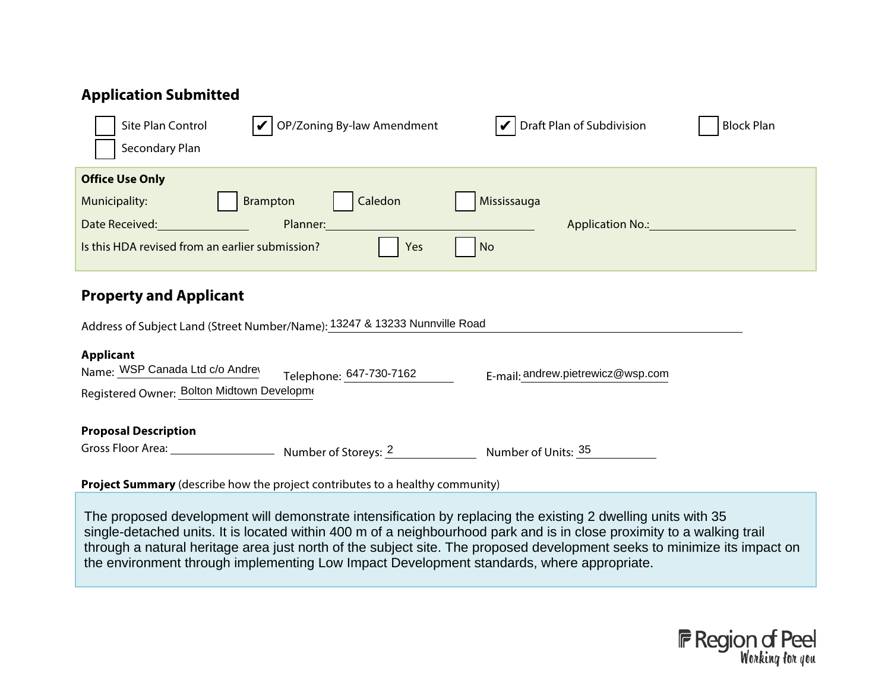## Application Submitted

- [ ] Site Plan Control
- [x] OP/Zoning By-law Amendment
- [x] Draft Plan of Subdivision
- [ ] Block Plan
- [ ] Secondary Plan

**Office Use Only**

Municipality: [ ] Brampton [ ] Caledon [ ] Mississauga

Date Received: ______________ Planner: ______________ Application No.: ______________

Is this HDA revised from an earlier submission? [ ] Yes [ ] No

## Property and Applicant

Address of Subject Land (Street Number/Name): 13247 & 13233 Nunnville Road

**Applicant**

Name: WSP Canada Ltd c/o Andrev Telephone: 647-730-7162 E-mail: andrew.pietrewicz@wsp.com

Registered Owner: Bolton Midtown Developme

**Proposal Description**

Gross Floor Area: ______________ Number of Storeys: 2 Number of Units: 35

**Project Summary** (describe how the project contributes to a healthy community)

The proposed development will demonstrate intensification by replacing the existing 2 dwelling units with 35 single-detached units. It is located within 400 m of a neighbourhood park and is in close proximity to a walking trail through a natural heritage area just north of the subject site. The proposed development seeks to minimize its impact on the environment through implementing Low Impact Development standards, where appropriate.

Region of Peel
Working for you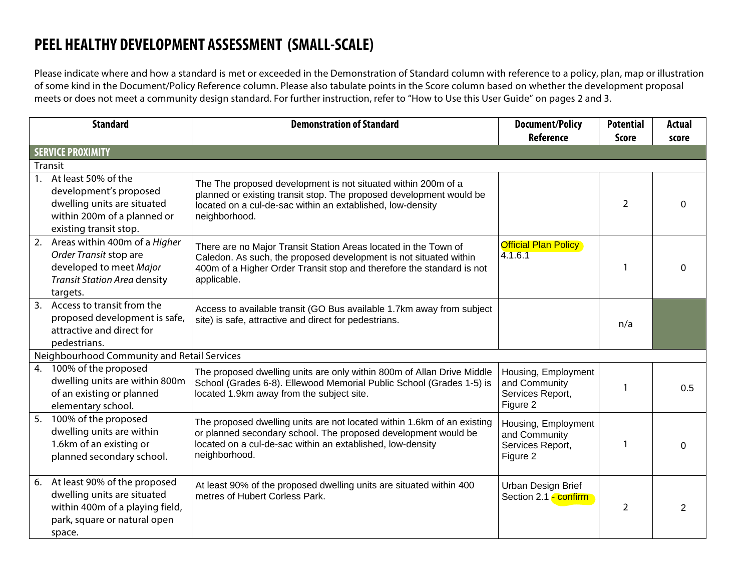# PEEL HEALTHY DEVELOPMENT ASSESSMENT (SMALL-SCALE)

Please indicate where and how a standard is met or exceeded in the Demonstration of Standard column with reference to a policy, plan, map or illustration of some kind in the Document/Policy Reference column. Please also tabulate points in the Score column based on whether the development proposal meets or does not meet a community design standard. For further instruction, refer to "How to Use this User Guide" on pages 2 and 3.

| Standard | Demonstration of Standard | Document/Policy Reference | Potential Score | Actual score |
|---|---|---|---|---|
| **SERVICE PROXIMITY** | | | | |
| Transit | | | | |
| 1. At least 50% of the development's proposed dwelling units are situated within 200m of a planned or existing transit stop. | The The proposed development is not situated within 200m of a planned or existing transit stop. The proposed development would be located on a cul-de-sac within an extablished, low-density neighborhood. | | 2 | 0 |
| 2. Areas within 400m of a *Higher Order Transit* stop are developed to meet *Major Transit Station Area* density targets. | There are no Major Transit Station Areas located in the Town of Caledon. As such, the proposed development is not situated within 400m of a Higher Order Transit stop and therefore the standard is not applicable. | Official Plan Policy 4.1.6.1 | 1 | 0 |
| 3. Access to transit from the proposed development is safe, attractive and direct for pedestrians. | Access to available transit (GO Bus available 1.7km away from subject site) is safe, attractive and direct for pedestrians. | | n/a | |
| Neighbourhood Community and Retail Services | | | | |
| 4. 100% of the proposed dwelling units are within 800m of an existing or planned elementary school. | The proposed dwelling units are only within 800m of Allan Drive Middle School (Grades 6-8). Ellewood Memorial Public School (Grades 1-5) is located 1.9km away from the subject site. | Housing, Employment and Community Services Report, Figure 2 | 1 | 0.5 |
| 5. 100% of the proposed dwelling units are within 1.6km of an existing or planned secondary school. | The proposed dwelling units are not located within 1.6km of an existing or planned secondary school. The proposed development would be located on a cul-de-sac within an extablished, low-density neighborhood. | Housing, Employment and Community Services Report, Figure 2 | 1 | 0 |
| 6. At least 90% of the proposed dwelling units are situated within 400m of a playing field, park, square or natural open space. | At least 90% of the proposed dwelling units are situated within 400 metres of Hubert Corless Park. | Urban Design Brief Section 2.1 - confirm | 2 | 2 |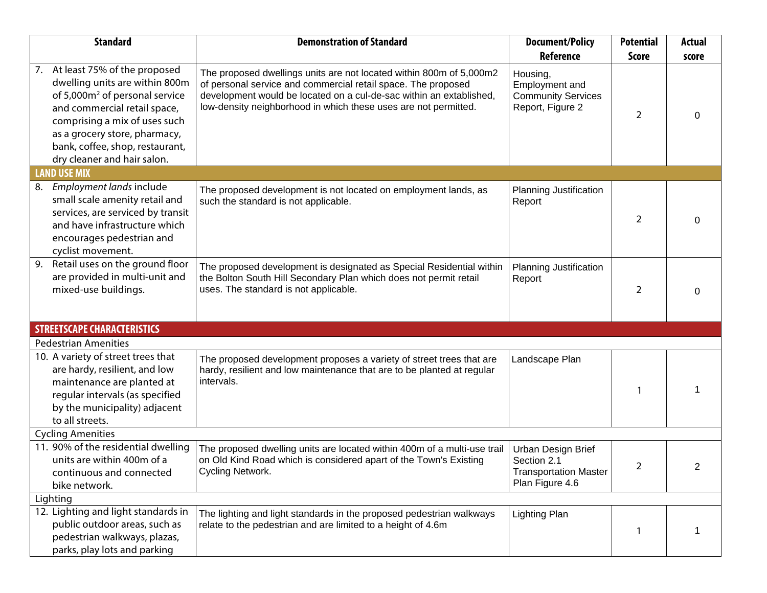| Standard | Demonstration of Standard | Document/Policy Reference | Potential Score | Actual score |
|---|---|---|---|---|
| 7. At least 75% of the proposed dwelling units are within 800m of 5,000m² of personal service and commercial retail space, comprising a mix of uses such as a grocery store, pharmacy, bank, coffee, shop, restaurant, dry cleaner and hair salon. | The proposed dwellings units are not located within 800m of 5,000m2 of personal service and commercial retail space. The proposed development would be located on a cul-de-sac within an extablished, low-density neighborhood in which these uses are not permitted. | Housing, Employment and Community Services Report, Figure 2 | 2 | 0 |
| **LAND USE MIX** | | | | |
| 8. *Employment lands* include small scale amenity retail and services, are serviced by transit and have infrastructure which encourages pedestrian and cyclist movement. | The proposed development is not located on employment lands, as such the standard is not applicable. | Planning Justification Report | 2 | 0 |
| 9. Retail uses on the ground floor are provided in multi-unit and mixed-use buildings. | The proposed development is designated as Special Residential within the Bolton South Hill Secondary Plan which does not permit retail uses. The standard is not applicable. | Planning Justification Report | 2 | 0 |
| **STREETSCAPE CHARACTERISTICS** | | | | |
| Pedestrian Amenities | | | | |
| 10. A variety of street trees that are hardy, resilient, and low maintenance are planted at regular intervals (as specified by the municipality) adjacent to all streets. | The proposed development proposes a variety of street trees that are hardy, resilient and low maintenance that are to be planted at regular intervals. | Landscape Plan | 1 | 1 |
| Cycling Amenities | | | | |
| 11. 90% of the residential dwelling units are within 400m of a continuous and connected bike network. | The proposed dwelling units are located within 400m of a multi-use trail on Old Kind Road which is considered apart of the Town's Existing Cycling Network. | Urban Design Brief Section 2.1 Transportation Master Plan Figure 4.6 | 2 | 2 |
| Lighting | | | | |
| 12. Lighting and light standards in public outdoor areas, such as pedestrian walkways, plazas, parks, play lots and parking | The lighting and light standards in the proposed pedestrian walkways relate to the pedestrian and are limited to a height of 4.6m | Lighting Plan | 1 | 1 |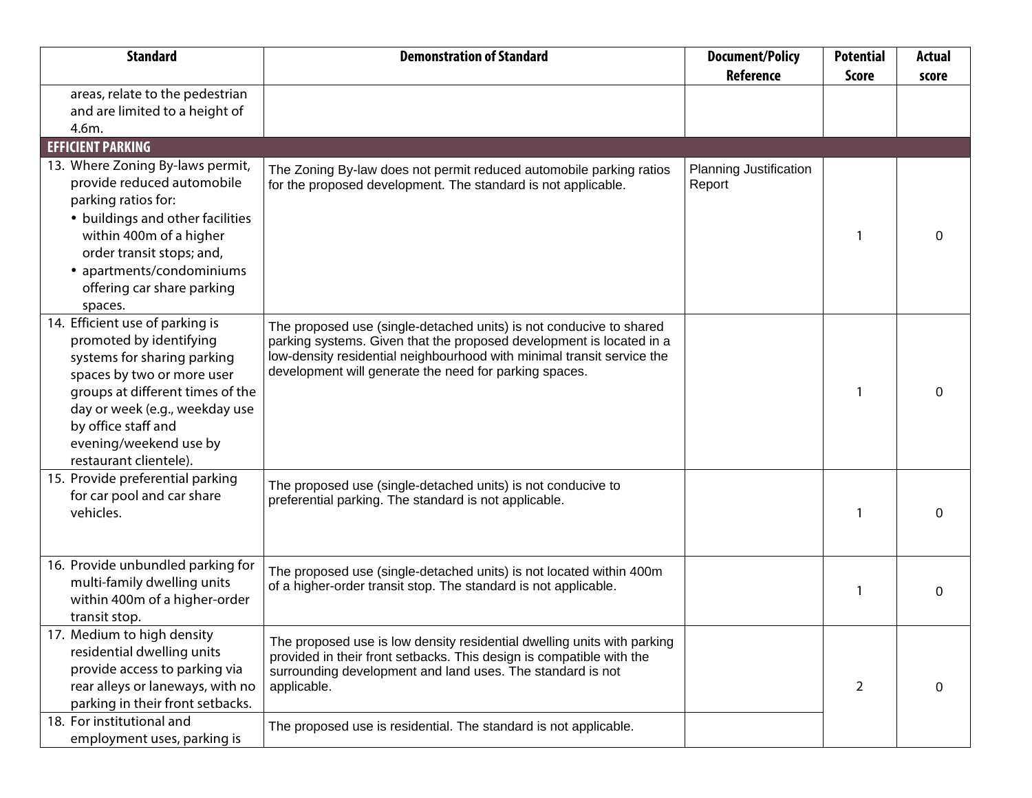| Standard | Demonstration of Standard | Document/Policy Reference | Potential Score | Actual score |
|---|---|---|---|---|
| areas, relate to the pedestrian and are limited to a height of 4.6m. | | | | |
| **EFFICIENT PARKING** | | | | |
| 13. Where Zoning By-laws permit, provide reduced automobile parking ratios for: • buildings and other facilities within 400m of a higher order transit stops; and, • apartments/condominiums offering car share parking spaces. | The Zoning By-law does not permit reduced automobile parking ratios for the proposed development. The standard is not applicable. | Planning Justification Report | 1 | 0 |
| 14. Efficient use of parking is promoted by identifying systems for sharing parking spaces by two or more user groups at different times of the day or week (e.g., weekday use by office staff and evening/weekend use by restaurant clientele). | The proposed use (single-detached units) is not conducive to shared parking systems. Given that the proposed development is located in a low-density residential neighbourhood with minimal transit service the development will generate the need for parking spaces. | | 1 | 0 |
| 15. Provide preferential parking for car pool and car share vehicles. | The proposed use (single-detached units) is not conducive to preferential parking. The standard is not applicable. | | 1 | 0 |
| 16. Provide unbundled parking for multi-family dwelling units within 400m of a higher-order transit stop. | The proposed use (single-detached units) is not located within 400m of a higher-order transit stop. The standard is not applicable. | | 1 | 0 |
| 17. Medium to high density residential dwelling units provide access to parking via rear alleys or laneways, with no parking in their front setbacks. | The proposed use is low density residential dwelling units with parking provided in their front setbacks. This design is compatible with the surrounding development and land uses. The standard is not applicable. | | 2 | 0 |
| 18. For institutional and employment uses, parking is | The proposed use is residential. The standard is not applicable. | | | |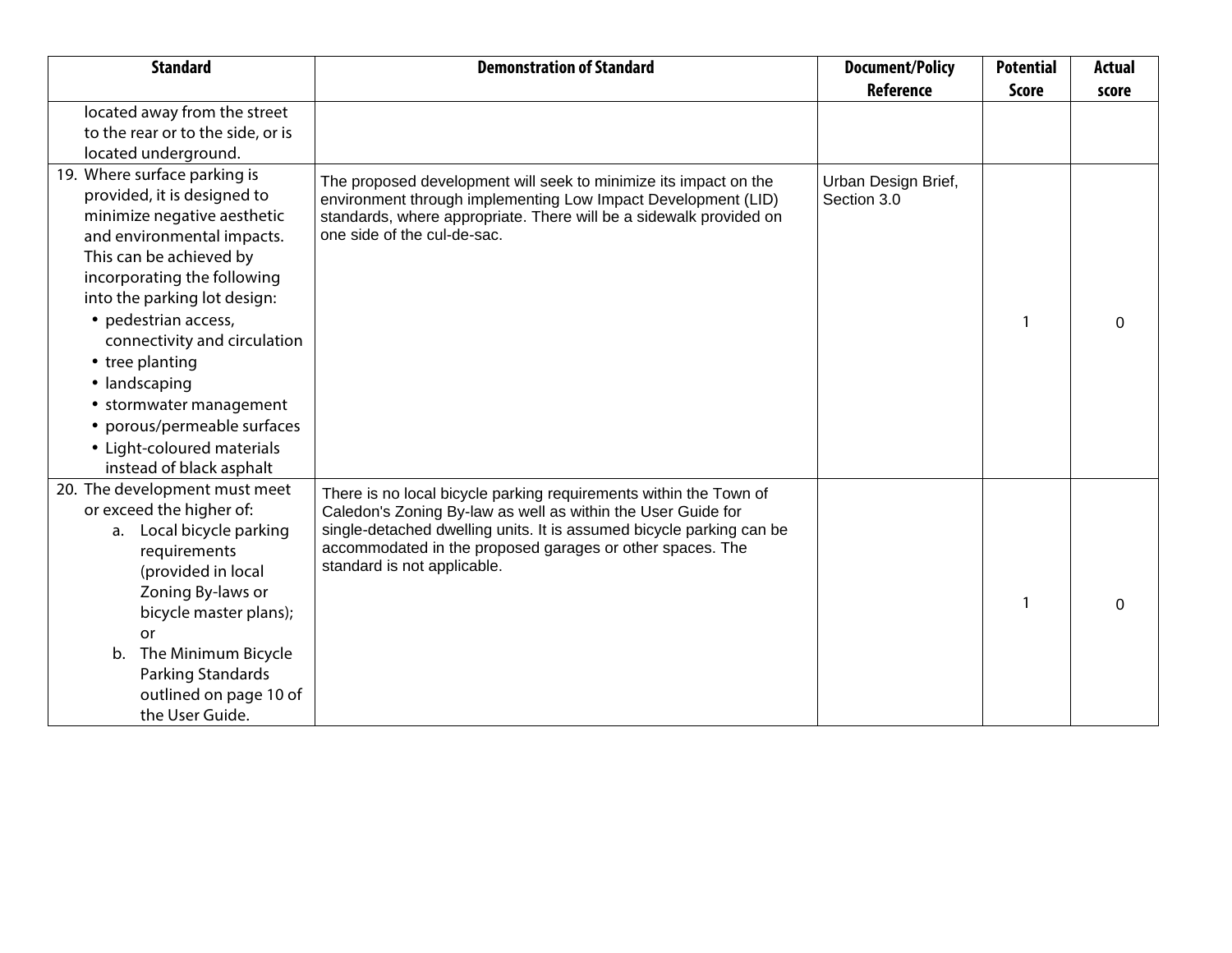| Standard | Demonstration of Standard | Document/Policy Reference | Potential Score | Actual score |
|---|---|---|---|---|
| located away from the street to the rear or to the side, or is located underground. | | | | |
| 19. Where surface parking is provided, it is designed to minimize negative aesthetic and environmental impacts. This can be achieved by incorporating the following into the parking lot design: <br>• pedestrian access, connectivity and circulation <br>• tree planting <br>• landscaping <br>• stormwater management <br>• porous/permeable surfaces <br>• Light-coloured materials instead of black asphalt | The proposed development will seek to minimize its impact on the environment through implementing Low Impact Development (LID) standards, where appropriate. There will be a sidewalk provided on one side of the cul-de-sac. | Urban Design Brief, Section 3.0 | 1 | 0 |
| 20. The development must meet or exceed the higher of: <br>a. Local bicycle parking requirements (provided in local Zoning By-laws or bicycle master plans); or <br>b. The Minimum Bicycle Parking Standards outlined on page 10 of the User Guide. | There is no local bicycle parking requirements within the Town of Caledon's Zoning By-law as well as within the User Guide for single-detached dwelling units. It is assumed bicycle parking can be accommodated in the proposed garages or other spaces. The standard is not applicable. | | 1 | 0 |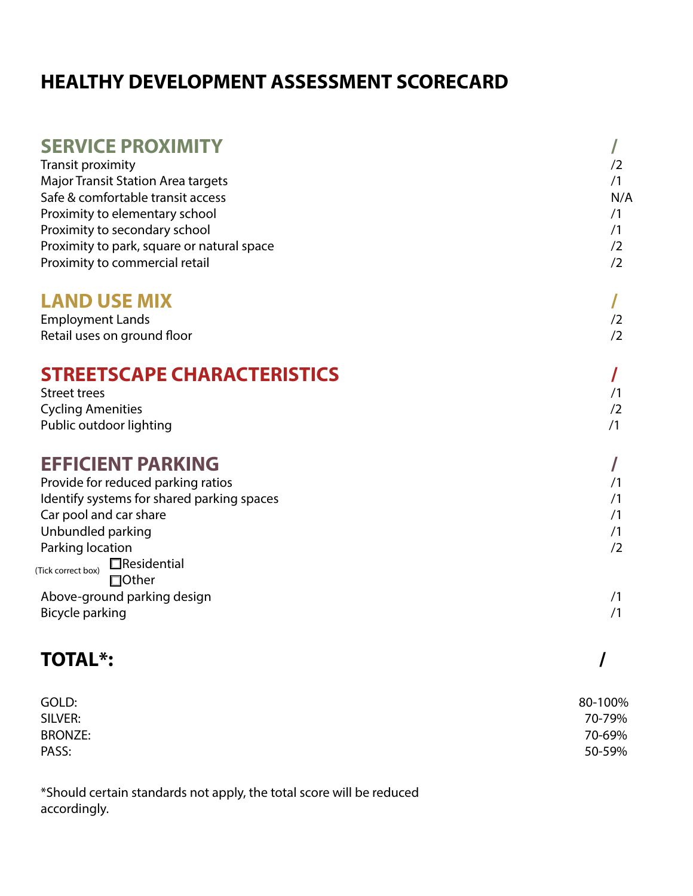# HEALTHY DEVELOPMENT ASSESSMENT SCORECARD

| | |
|---|---|
| **SERVICE PROXIMITY** | **/** |
| Transit proximity | /2 |
| Major Transit Station Area targets | /1 |
| Safe & comfortable transit access | N/A |
| Proximity to elementary school | /1 |
| Proximity to secondary school | /1 |
| Proximity to park, square or natural space | /2 |
| Proximity to commercial retail | /2 |
| **LAND USE MIX** | **/** |
| Employment Lands | /2 |
| Retail uses on ground floor | /2 |
| **STREETSCAPE CHARACTERISTICS** | **/** |
| Street trees | /1 |
| Cycling Amenities | /2 |
| Public outdoor lighting | /1 |
| **EFFICIENT PARKING** | **/** |
| Provide for reduced parking ratios | /1 |
| Identify systems for shared parking spaces | /1 |
| Car pool and car share | /1 |
| Unbundled parking | /1 |
| Parking location | /2 |
| (Tick correct box) ☐Residential ☐Other | |
| Above-ground parking design | /1 |
| Bicycle parking | /1 |
| **TOTAL*:** | **/** |

| | |
|---|---|
| GOLD: | 80-100% |
| SILVER: | 70-79% |
| BRONZE: | 70-69% |
| PASS: | 50-59% |

*Should certain standards not apply, the total score will be reduced accordingly.